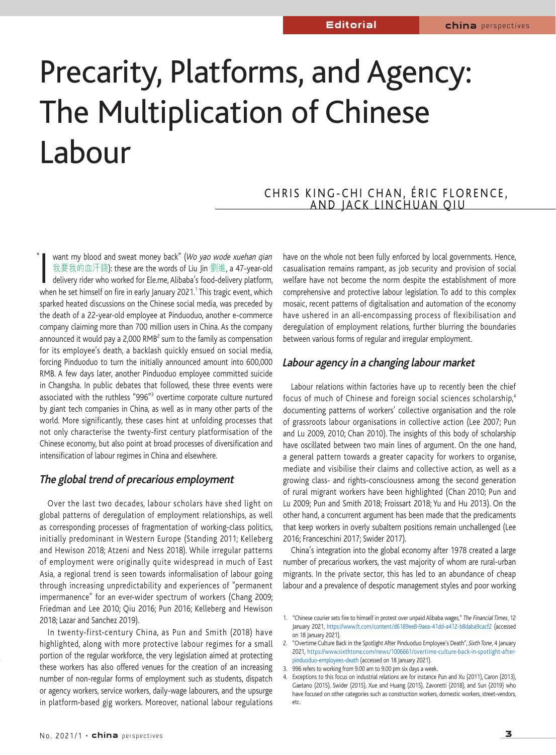# Precarity, Platforms, and Agency: The Multiplication of Chinese Labour

CHRIS KING-CHI CHAN, ÉRIC FLORENCE, AND JACK LINCHUAN QIU

"I want my blood and sweat money back" (*Wo yao wode xuehan qian* 我要我的血汗錢): these are the words of Liu Jin 劉進, a 47-year-old delivery rider who worked for Ele.me, Alibaba's food-delivery platform, when he set himself on fire in early January 2021.[1] This tragic event, which sparked heated discussions on the Chinese social media, was preceded by the death of a 22-year-old employee at Pinduoduo, another e-commerce company claiming more than 700 million users in China. As the company announced it would pay a 2,000 RMB[2] sum to the family as compensation for its employee's death, a backlash quickly ensued on social media, forcing Pinduoduo to turn the initially announced amount into 600,000 RMB. A few days later, another Pinduoduo employee committed suicide in Changsha. In public debates that followed, these three events were associated with the ruthless "996"[3] overtime corporate culture nurtured by giant tech companies in China, as well as in many other parts of the world. More significantly, these cases hint at unfolding processes that not only characterise the twenty-first century platformisation of the Chinese economy, but also point at broad processes of diversification and intensification of labour regimes in China and elsewhere.

## The global trend of precarious employment

Over the last two decades, labour scholars have shed light on global patterns of deregulation of employment relationships, as well as corresponding processes of fragmentation of working-class politics, initially predominant in Western Europe (Standing 2011; Kelleberg and Hewison 2018; Atzeni and Ness 2018). While irregular patterns of employment were originally quite widespread in much of East Asia, a regional trend is seen towards informalisation of labour going through increasing unpredictability and experiences of "permanent impermanence" for an ever-wider spectrum of workers (Chang 2009; Friedman and Lee 2010; Qiu 2016; Pun 2016; Kelleberg and Hewison 2018; Lazar and Sanchez 2019).

In twenty-first-century China, as Pun and Smith (2018) have highlighted, along with more protective labour regimes for a small portion of the regular workforce, the very legislation aimed at protecting these workers has also offered venues for the creation of an increasing number of non-regular forms of employment such as students, dispatch or agency workers, service workers, daily-wage labourers, and the upsurge in platform-based gig workers. Moreover, national labour regulations have on the whole not been fully enforced by local governments. Hence, casualisation remains rampant, as job security and provision of social welfare have not become the norm despite the establishment of more comprehensive and protective labour legislation. To add to this complex mosaic, recent patterns of digitalisation and automation of the economy have ushered in an all-encompassing process of flexibilisation and deregulation of employment relations, further blurring the boundaries between various forms of regular and irregular employment.

## Labour agency in a changing labour market

Labour relations within factories have up to recently been the chief focus of much of Chinese and foreign social sciences scholarship,[4] documenting patterns of workers' collective organisation and the role of grassroots labour organisations in collective action (Lee 2007; Pun and Lu 2009, 2010; Chan 2010). The insights of this body of scholarship have oscillated between two main lines of argument. On the one hand, a general pattern towards a greater capacity for workers to organise, mediate and visibilise their claims and collective action, as well as a growing class- and rights-consciousness among the second generation of rural migrant workers have been highlighted (Chan 2010; Pun and Lu 2009; Pun and Smith 2018; Froissart 2018; Yu and Hu 2013). On the other hand, a concurrent argument has been made that the predicaments that keep workers in overly subaltern positions remain unchallenged (Lee 2016; Franceschini 2017; Swider 2017).

China's integration into the global economy after 1978 created a large number of precarious workers, the vast majority of whom are rural-urban migrants. In the private sector, this has led to an abundance of cheap labour and a prevalence of despotic management styles and poor working

1. "Chinese courier sets fire to himself in protest over unpaid Alibaba wages," *The Financial Times*, 12 January 2021, https://www.ft.com/content/d6189ee8-9aea-41dd-a412-b8daba9cacf2 (accessed on 18 January 2021).
2. "Overtime Culture Back in the Spotlight After Pinduoduo Employee's Death", *Sixth Tone*, 4 January 2021, https://www.sixthtone.com/news/1006661/overtime-culture-back-in-spotlight-after-pinduoduo-employees-death (accessed on 18 January 2021).
3. 996 refers to working from 9.00 am to 9.00 pm six days a week.
4. Exceptions to this focus on industrial relations are for instance Pun and Xu (2011), Caron (2013), Gaetano (2015), Swider (2015), Xue and Huang (2015), Zavoretti (2018), and Sun (2019) who have focused on other categories such as construction workers, domestic workers, street-vendors, etc.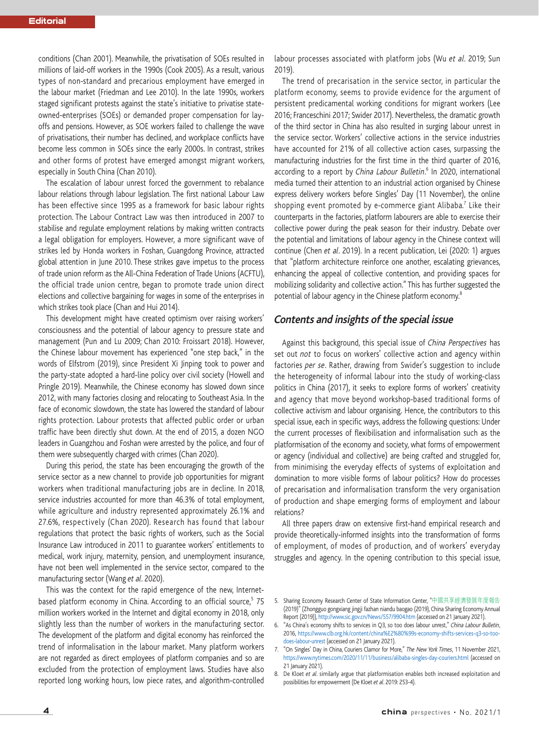conditions (Chan 2001). Meanwhile, the privatisation of SOEs resulted in millions of laid-off workers in the 1990s (Cook 2005). As a result, various types of non-standard and precarious employment have emerged in the labour market (Friedman and Lee 2010). In the late 1990s, workers staged significant protests against the state's initiative to privatise state-owned-enterprises (SOEs) or demanded proper compensation for lay-offs and pensions. However, as SOE workers failed to challenge the wave of privatisations, their number has declined, and workplace conflicts have become less common in SOEs since the early 2000s. In contrast, strikes and other forms of protest have emerged amongst migrant workers, especially in South China (Chan 2010).

The escalation of labour unrest forced the government to rebalance labour relations through labour legislation. The first national Labour Law has been effective since 1995 as a framework for basic labour rights protection. The Labour Contract Law was then introduced in 2007 to stabilise and regulate employment relations by making written contracts a legal obligation for employers. However, a more significant wave of strikes led by Honda workers in Foshan, Guangdong Province, attracted global attention in June 2010. These strikes gave impetus to the process of trade union reform as the All-China Federation of Trade Unions (ACFTU), the official trade union centre, began to promote trade union direct elections and collective bargaining for wages in some of the enterprises in which strikes took place (Chan and Hui 2014).

This development might have created optimism over raising workers' consciousness and the potential of labour agency to pressure state and management (Pun and Lu 2009; Chan 2010: Froissart 2018). However, the Chinese labour movement has experienced "one step back," in the words of Elfstrom (2019), since President Xi Jinping took to power and the party-state adopted a hard-line policy over civil society (Howell and Pringle 2019). Meanwhile, the Chinese economy has slowed down since 2012, with many factories closing and relocating to Southeast Asia. In the face of economic slowdown, the state has lowered the standard of labour rights protection. Labour protests that affected public order or urban traffic have been directly shut down. At the end of 2015, a dozen NGO leaders in Guangzhou and Foshan were arrested by the police, and four of them were subsequently charged with crimes (Chan 2020).

During this period, the state has been encouraging the growth of the service sector as a new channel to provide job opportunities for migrant workers when traditional manufacturing jobs are in decline. In 2018, service industries accounted for more than 46.3% of total employment, while agriculture and industry represented approximately 26.1% and 27.6%, respectively (Chan 2020). Research has found that labour regulations that protect the basic rights of workers, such as the Social Insurance Law introduced in 2011 to guarantee workers' entitlements to medical, work injury, maternity, pension, and unemployment insurance, have not been well implemented in the service sector, compared to the manufacturing sector (Wang *et al*. 2020).

This was the context for the rapid emergence of the new, Internet-based platform economy in China. According to an official source,[5] 75 million workers worked in the Internet and digital economy in 2018, only slightly less than the number of workers in the manufacturing sector. The development of the platform and digital economy has reinforced the trend of informalisation in the labour market. Many platform workers are not regarded as direct employees of platform companies and so are excluded from the protection of employment laws. Studies have also reported long working hours, low piece rates, and algorithm-controlled labour processes associated with platform jobs (Wu *et al*. 2019; Sun 2019).

The trend of precarisation in the service sector, in particular the platform economy, seems to provide evidence for the argument of persistent predicamental working conditions for migrant workers (Lee 2016; Franceschini 2017; Swider 2017). Nevertheless, the dramatic growth of the third sector in China has also resulted in surging labour unrest in the service sector. Workers' collective actions in the service industries have accounted for 21% of all collective action cases, surpassing the manufacturing industries for the first time in the third quarter of 2016, according to a report by *China Labour Bulletin*.[6] In 2020, international media turned their attention to an industrial action organised by Chinese express delivery workers before Singles' Day (11 November), the online shopping event promoted by e-commerce giant Alibaba.[7] Like their counterparts in the factories, platform labourers are able to exercise their collective power during the peak season for their industry. Debate over the potential and limitations of labour agency in the Chinese context will continue (Chen *et al*. 2019). In a recent publication, Lei (2020: 1) argues that "platform architecture reinforce one another, escalating grievances, enhancing the appeal of collective contention, and providing spaces for mobilizing solidarity and collective action." This has further suggested the potential of labour agency in the Chinese platform economy.[8]

## Contents and insights of the special issue

Against this background, this special issue of *China Perspectives* has set out *not* to focus on workers' collective action and agency within factories *per se*. Rather, drawing from Swider's suggestion to include the heterogeneity of informal labour into the study of working-class politics in China (2017), it seeks to explore forms of workers' creativity and agency that move beyond workshop-based traditional forms of collective activism and labour organising. Hence, the contributors to this special issue, each in specific ways, address the following questions: Under the current processes of flexibilisation and informalisation such as the platformisation of the economy and society, what forms of empowerment or agency (individual and collective) are being crafted and struggled for, from minimising the everyday effects of systems of exploitation and domination to more visible forms of labour politics? How do processes of precarisation and informalisation transform the very organisation of production and shape emerging forms of employment and labour relations?

All three papers draw on extensive first-hand empirical research and provide theoretically-informed insights into the transformation of forms of employment, of modes of production, and of workers' everyday struggles and agency. In the opening contribution to this special issue,

5. Sharing Economy Research Center of State Information Center, "中國共享經濟發展年度報告 (2019)" (Zhongguo gongxiang jingji fazhan niandu baogao (2019), China Sharing Economy Annual Report (2019)), http://www.sic.gov.cn/News/557/9904.htm (accessed on 21 January 2021).
6. "As China's economy shifts to services in Q3, so too does labour unrest," *China Labour Bulletin*, 2016, https://www.clb.org.hk/content/china%E2%80%99s-economy-shifts-services-q3-so-too-does-labour-unrest (accessed on 21 January 2021).
7. "On Singles' Day in China, Couriers Clamor for More," *The New York Times*, 11 November 2021, https://www.nytimes.com/2020/11/11/business/alibaba-singles-day-couriers.html (accessed on 21 January 2021).
8. De Kloet *et al*. similarly argue that platformisation enables both increased exploitation and possibilities for empowerment (De Kloet *et al*. 2019: 253-4).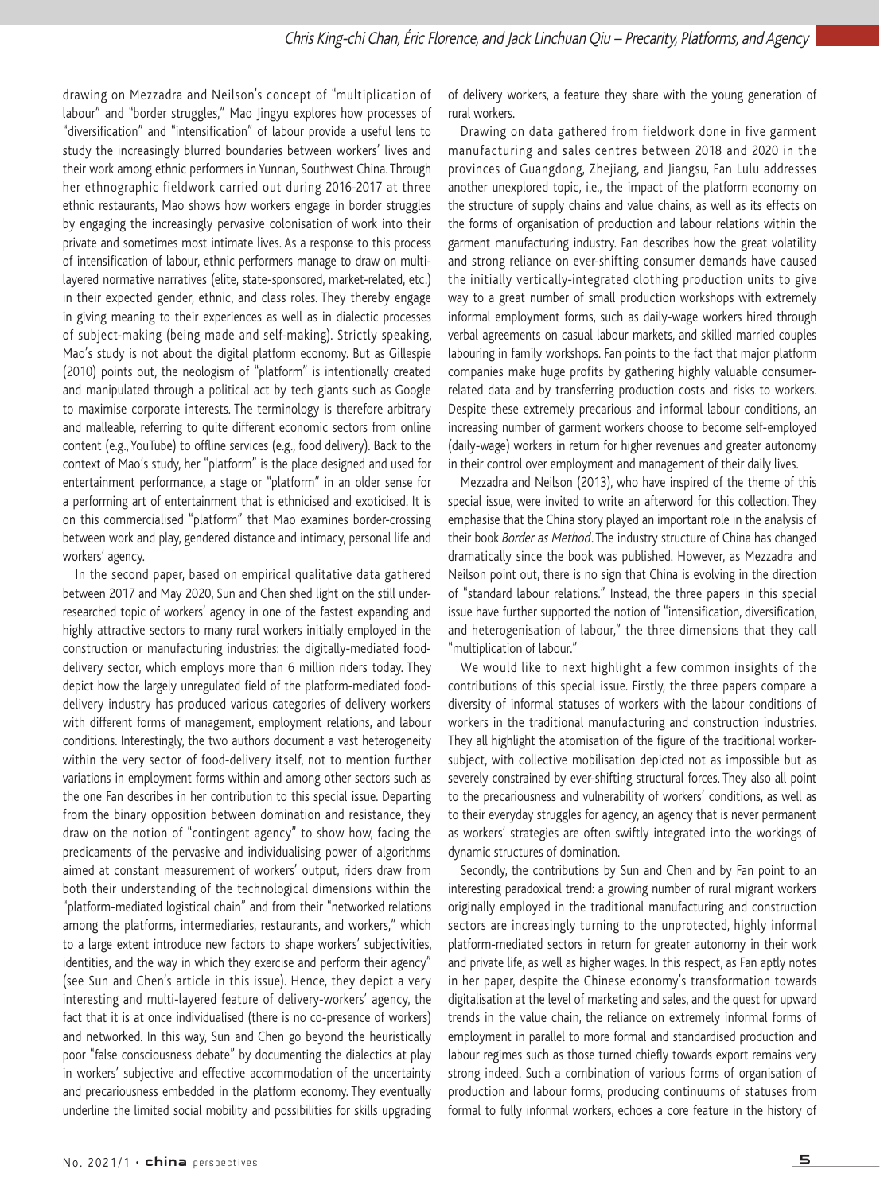drawing on Mezzadra and Neilson's concept of "multiplication of labour" and "border struggles," Mao Jingyu explores how processes of "diversification" and "intensification" of labour provide a useful lens to study the increasingly blurred boundaries between workers' lives and their work among ethnic performers in Yunnan, Southwest China. Through her ethnographic fieldwork carried out during 2016-2017 at three ethnic restaurants, Mao shows how workers engage in border struggles by engaging the increasingly pervasive colonisation of work into their private and sometimes most intimate lives. As a response to this process of intensification of labour, ethnic performers manage to draw on multi-layered normative narratives (elite, state-sponsored, market-related, etc.) in their expected gender, ethnic, and class roles. They thereby engage in giving meaning to their experiences as well as in dialectic processes of subject-making (being made and self-making). Strictly speaking, Mao's study is not about the digital platform economy. But as Gillespie (2010) points out, the neologism of "platform" is intentionally created and manipulated through a political act by tech giants such as Google to maximise corporate interests. The terminology is therefore arbitrary and malleable, referring to quite different economic sectors from online content (e.g., YouTube) to offline services (e.g., food delivery). Back to the context of Mao's study, her "platform" is the place designed and used for entertainment performance, a stage or "platform" in an older sense for a performing art of entertainment that is ethnicised and exoticised. It is on this commercialised "platform" that Mao examines border-crossing between work and play, gendered distance and intimacy, personal life and workers' agency.

In the second paper, based on empirical qualitative data gathered between 2017 and May 2020, Sun and Chen shed light on the still under-researched topic of workers' agency in one of the fastest expanding and highly attractive sectors to many rural workers initially employed in the construction or manufacturing industries: the digitally-mediated food-delivery sector, which employs more than 6 million riders today. They depict how the largely unregulated field of the platform-mediated food-delivery industry has produced various categories of delivery workers with different forms of management, employment relations, and labour conditions. Interestingly, the two authors document a vast heterogeneity within the very sector of food-delivery itself, not to mention further variations in employment forms within and among other sectors such as the one Fan describes in her contribution to this special issue. Departing from the binary opposition between domination and resistance, they draw on the notion of "contingent agency" to show how, facing the predicaments of the pervasive and individualising power of algorithms aimed at constant measurement of workers' output, riders draw from both their understanding of the technological dimensions within the "platform-mediated logistical chain" and from their "networked relations among the platforms, intermediaries, restaurants, and workers," which to a large extent introduce new factors to shape workers' subjectivities, identities, and the way in which they exercise and perform their agency" (see Sun and Chen's article in this issue). Hence, they depict a very interesting and multi-layered feature of delivery-workers' agency, the fact that it is at once individualised (there is no co-presence of workers) and networked. In this way, Sun and Chen go beyond the heuristically poor "false consciousness debate" by documenting the dialectics at play in workers' subjective and effective accommodation of the uncertainty and precariousness embedded in the platform economy. They eventually underline the limited social mobility and possibilities for skills upgrading of delivery workers, a feature they share with the young generation of rural workers.

Drawing on data gathered from fieldwork done in five garment manufacturing and sales centres between 2018 and 2020 in the provinces of Guangdong, Zhejiang, and Jiangsu, Fan Lulu addresses another unexplored topic, i.e., the impact of the platform economy on the structure of supply chains and value chains, as well as its effects on the forms of organisation of production and labour relations within the garment manufacturing industry. Fan describes how the great volatility and strong reliance on ever-shifting consumer demands have caused the initially vertically-integrated clothing production units to give way to a great number of small production workshops with extremely informal employment forms, such as daily-wage workers hired through verbal agreements on casual labour markets, and skilled married couples labouring in family workshops. Fan points to the fact that major platform companies make huge profits by gathering highly valuable consumer-related data and by transferring production costs and risks to workers. Despite these extremely precarious and informal labour conditions, an increasing number of garment workers choose to become self-employed (daily-wage) workers in return for higher revenues and greater autonomy in their control over employment and management of their daily lives.

Mezzadra and Neilson (2013), who have inspired of the theme of this special issue, were invited to write an afterword for this collection. They emphasise that the China story played an important role in the analysis of their book *Border as Method*. The industry structure of China has changed dramatically since the book was published. However, as Mezzadra and Neilson point out, there is no sign that China is evolving in the direction of "standard labour relations." Instead, the three papers in this special issue have further supported the notion of "intensification, diversification, and heterogenisation of labour," the three dimensions that they call "multiplication of labour."

We would like to next highlight a few common insights of the contributions of this special issue. Firstly, the three papers compare a diversity of informal statuses of workers with the labour conditions of workers in the traditional manufacturing and construction industries. They all highlight the atomisation of the figure of the traditional worker-subject, with collective mobilisation depicted not as impossible but as severely constrained by ever-shifting structural forces. They also all point to the precariousness and vulnerability of workers' conditions, as well as to their everyday struggles for agency, an agency that is never permanent as workers' strategies are often swiftly integrated into the workings of dynamic structures of domination.

Secondly, the contributions by Sun and Chen and by Fan point to an interesting paradoxical trend: a growing number of rural migrant workers originally employed in the traditional manufacturing and construction sectors are increasingly turning to the unprotected, highly informal platform-mediated sectors in return for greater autonomy in their work and private life, as well as higher wages. In this respect, as Fan aptly notes in her paper, despite the Chinese economy's transformation towards digitalisation at the level of marketing and sales, and the quest for upward trends in the value chain, the reliance on extremely informal forms of employment in parallel to more formal and standardised production and labour regimes such as those turned chiefly towards export remains very strong indeed. Such a combination of various forms of organisation of production and labour forms, producing continuums of statuses from formal to fully informal workers, echoes a core feature in the history of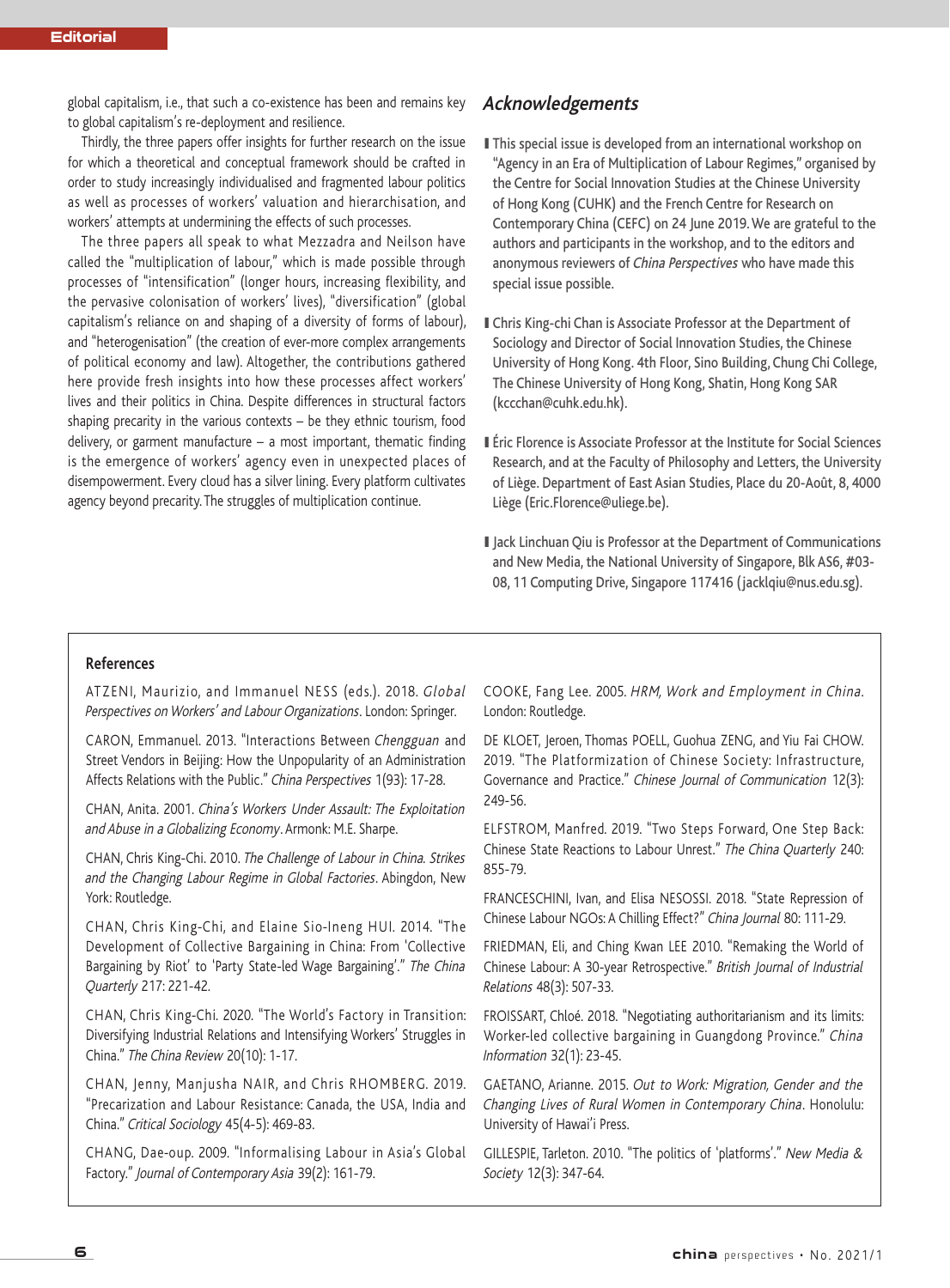global capitalism, i.e., that such a co-existence has been and remains key to global capitalism's re-deployment and resilience.

Thirdly, the three papers offer insights for further research on the issue for which a theoretical and conceptual framework should be crafted in order to study increasingly individualised and fragmented labour politics as well as processes of workers' valuation and hierarchisation, and workers' attempts at undermining the effects of such processes.

The three papers all speak to what Mezzadra and Neilson have called the "multiplication of labour," which is made possible through processes of "intensification" (longer hours, increasing flexibility, and the pervasive colonisation of workers' lives), "diversification" (global capitalism's reliance on and shaping of a diversity of forms of labour), and "heterogenisation" (the creation of ever-more complex arrangements of political economy and law). Altogether, the contributions gathered here provide fresh insights into how these processes affect workers' lives and their politics in China. Despite differences in structural factors shaping precarity in the various contexts – be they ethnic tourism, food delivery, or garment manufacture – a most important, thematic finding is the emergence of workers' agency even in unexpected places of disempowerment. Every cloud has a silver lining. Every platform cultivates agency beyond precarity. The struggles of multiplication continue.

## *Acknowledgements*

- This special issue is developed from an international workshop on "Agency in an Era of Multiplication of Labour Regimes," organised by the Centre for Social Innovation Studies at the Chinese University of Hong Kong (CUHK) and the French Centre for Research on Contemporary China (CEFC) on 24 June 2019. We are grateful to the authors and participants in the workshop, and to the editors and anonymous reviewers of *China Perspectives* who have made this special issue possible.

- Chris King-chi Chan is Associate Professor at the Department of Sociology and Director of Social Innovation Studies, the Chinese University of Hong Kong. 4th Floor, Sino Building, Chung Chi College, The Chinese University of Hong Kong, Shatin, Hong Kong SAR (kccchan@cuhk.edu.hk).

- Éric Florence is Associate Professor at the Institute for Social Sciences Research, and at the Faculty of Philosophy and Letters, the University of Liège. Department of East Asian Studies, Place du 20-Août, 8, 4000 Liège (Eric.Florence@uliege.be).

- Jack Linchuan Qiu is Professor at the Department of Communications and New Media, the National University of Singapore, Blk AS6, #03-08, 11 Computing Drive, Singapore 117416 (jacklqiu@nus.edu.sg).

## References

ATZENI, Maurizio, and Immanuel NESS (eds.). 2018. *Global Perspectives on Workers' and Labour Organizations*. London: Springer.

CARON, Emmanuel. 2013. "Interactions Between *Chengguan* and Street Vendors in Beijing: How the Unpopularity of an Administration Affects Relations with the Public." *China Perspectives* 1(93): 17-28.

CHAN, Anita. 2001. *China's Workers Under Assault: The Exploitation and Abuse in a Globalizing Economy*. Armonk: M.E. Sharpe.

CHAN, Chris King-Chi. 2010. *The Challenge of Labour in China. Strikes and the Changing Labour Regime in Global Factories*. Abingdon, New York: Routledge.

CHAN, Chris King-Chi, and Elaine Sio-Ieng HUI. 2014. "The Development of Collective Bargaining in China: From 'Collective Bargaining by Riot' to 'Party State-led Wage Bargaining'." *The China Quarterly* 217: 221-42.

CHAN, Chris King-Chi. 2020. "The World's Factory in Transition: Diversifying Industrial Relations and Intensifying Workers' Struggles in China." *The China Review* 20(10): 1-17.

CHAN, Jenny, Manjusha NAIR, and Chris RHOMBERG. 2019. "Precarization and Labour Resistance: Canada, the USA, India and China." *Critical Sociology* 45(4-5): 469-83.

CHANG, Dae-oup. 2009. "Informalising Labour in Asia's Global Factory." *Journal of Contemporary Asia* 39(2): 161-79.

COOKE, Fang Lee. 2005. *HRM, Work and Employment in China*. London: Routledge.

DE KLOET, Jeroen, Thomas POELL, Guohua ZENG, and Yiu Fai CHOW. 2019. "The Platformization of Chinese Society: Infrastructure, Governance and Practice." *Chinese Journal of Communication* 12(3): 249-56.

ELFSTROM, Manfred. 2019. "Two Steps Forward, One Step Back: Chinese State Reactions to Labour Unrest." *The China Quarterly* 240: 855-79.

FRANCESCHINI, Ivan, and Elisa NESOSSI. 2018. "State Repression of Chinese Labour NGOs: A Chilling Effect?" *China Journal* 80: 111-29.

FRIEDMAN, Eli, and Ching Kwan LEE 2010. "Remaking the World of Chinese Labour: A 30-year Retrospective." *British Journal of Industrial Relations* 48(3): 507-33.

FROISSART, Chloé. 2018. "Negotiating authoritarianism and its limits: Worker-led collective bargaining in Guangdong Province." *China Information* 32(1): 23-45.

GAETANO, Arianne. 2015. *Out to Work: Migration, Gender and the Changing Lives of Rural Women in Contemporary China*. Honolulu: University of Hawai'i Press.

GILLESPIE, Tarleton. 2010. "The politics of 'platforms'." *New Media & Society* 12(3): 347-64.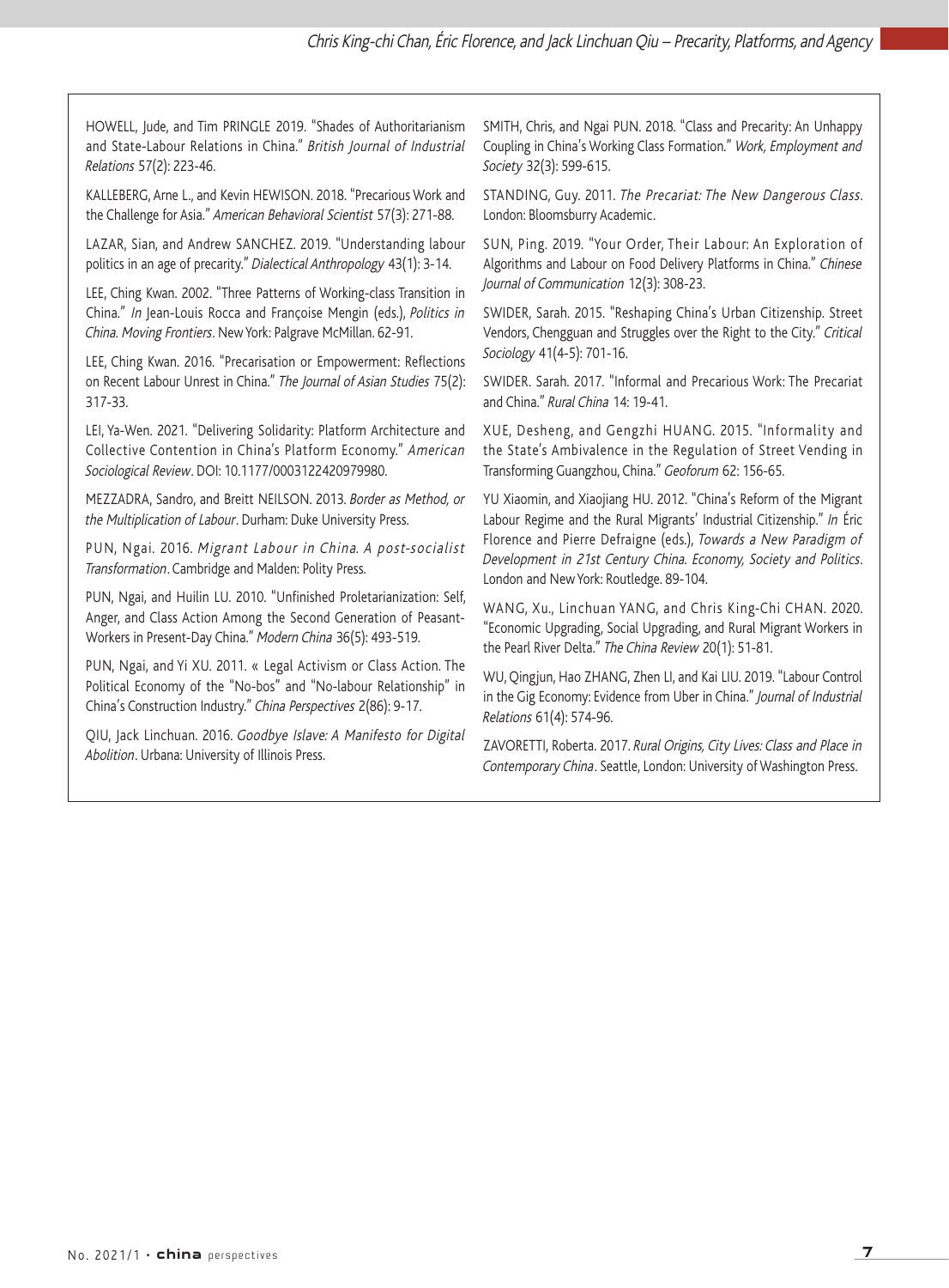HOWELL, Jude, and Tim PRINGLE 2019. "Shades of Authoritarianism and State-Labour Relations in China." *British Journal of Industrial Relations* 57(2): 223-46.

KALLEBERG, Arne L., and Kevin HEWISON. 2018. "Precarious Work and the Challenge for Asia." *American Behavioral Scientist* 57(3): 271-88.

LAZAR, Sian, and Andrew SANCHEZ. 2019. "Understanding labour politics in an age of precarity." *Dialectical Anthropology* 43(1): 3-14.

LEE, Ching Kwan. 2002. "Three Patterns of Working-class Transition in China." *In* Jean-Louis Rocca and Françoise Mengin (eds.), *Politics in China. Moving Frontiers*. New York: Palgrave McMillan. 62-91.

LEE, Ching Kwan. 2016. "Precarisation or Empowerment: Reflections on Recent Labour Unrest in China." *The Journal of Asian Studies* 75(2): 317-33.

LEI, Ya-Wen. 2021. "Delivering Solidarity: Platform Architecture and Collective Contention in China's Platform Economy." *American Sociological Review*. DOI: 10.1177/0003122420979980.

MEZZADRA, Sandro, and Breitt NEILSON. 2013. *Border as Method, or the Multiplication of Labour*. Durham: Duke University Press.

PUN, Ngai. 2016. *Migrant Labour in China. A post-socialist Transformation*. Cambridge and Malden: Polity Press.

PUN, Ngai, and Huilin LU. 2010. "Unfinished Proletarianization: Self, Anger, and Class Action Among the Second Generation of Peasant-Workers in Present-Day China." *Modern China* 36(5): 493-519.

PUN, Ngai, and Yi XU. 2011. « Legal Activism or Class Action. The Political Economy of the "No-bos" and "No-labour Relationship" in China's Construction Industry." *China Perspectives* 2(86): 9-17.

QIU, Jack Linchuan. 2016. *Goodbye Islave: A Manifesto for Digital Abolition*. Urbana: University of Illinois Press.

SMITH, Chris, and Ngai PUN. 2018. "Class and Precarity: An Unhappy Coupling in China's Working Class Formation." *Work, Employment and Society* 32(3): 599-615.

STANDING, Guy. 2011. *The Precariat: The New Dangerous Class*. London: Bloomsburry Academic.

SUN, Ping. 2019. "Your Order, Their Labour: An Exploration of Algorithms and Labour on Food Delivery Platforms in China." *Chinese Journal of Communication* 12(3): 308-23.

SWIDER, Sarah. 2015. "Reshaping China's Urban Citizenship. Street Vendors, Chengguan and Struggles over the Right to the City." *Critical Sociology* 41(4-5): 701-16.

SWIDER. Sarah. 2017. "Informal and Precarious Work: The Precariat and China." *Rural China* 14: 19-41.

XUE, Desheng, and Gengzhi HUANG. 2015. "Informality and the State's Ambivalence in the Regulation of Street Vending in Transforming Guangzhou, China." *Geoforum* 62: 156-65.

YU Xiaomin, and Xiaojiang HU. 2012. "China's Reform of the Migrant Labour Regime and the Rural Migrants' Industrial Citizenship." *In* Éric Florence and Pierre Defraigne (eds.), *Towards a New Paradigm of Development in 21st Century China. Economy, Society and Politics*. London and New York: Routledge. 89-104.

WANG, Xu., Linchuan YANG, and Chris King-Chi CHAN. 2020. "Economic Upgrading, Social Upgrading, and Rural Migrant Workers in the Pearl River Delta." *The China Review* 20(1): 51-81.

WU, Qingjun, Hao ZHANG, Zhen LI, and Kai LIU. 2019. "Labour Control in the Gig Economy: Evidence from Uber in China." *Journal of Industrial Relations* 61(4): 574-96.

ZAVORETTI, Roberta. 2017. *Rural Origins, City Lives: Class and Place in Contemporary China*. Seattle, London: University of Washington Press.